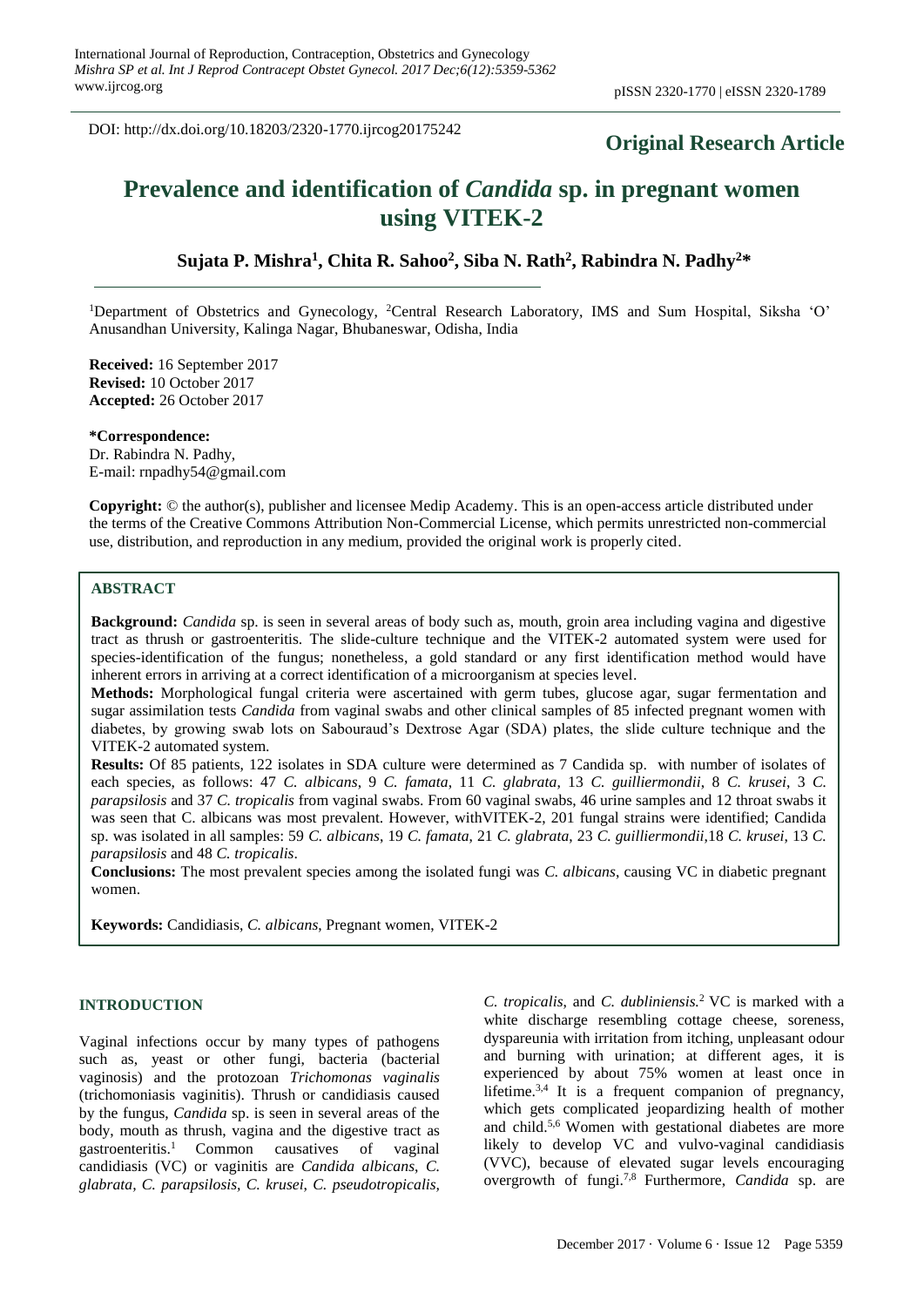DOI: http://dx.doi.org/10.18203/2320-1770.ijrcog20175242

**Original Research Article**

# Prevalence and identification of *Candida* sp. in pregnant women using VITEK-2

**Sujata P. Mishra[1], Chita R. Sahoo[2], Siba N. Rath[2], Rabindra N. Padhy[2]***

[1]Department of Obstetrics and Gynecology, [2]Central Research Laboratory, IMS and Sum Hospital, Siksha 'O' Anusandhan University, Kalinga Nagar, Bhubaneswar, Odisha, India

**Received:** 16 September 2017
**Revised:** 10 October 2017
**Accepted:** 26 October 2017

***Correspondence:**
Dr. Rabindra N. Padhy,
E-mail: rnpadhy54@gmail.com

**Copyright:** © the author(s), publisher and licensee Medip Academy. This is an open-access article distributed under the terms of the Creative Commons Attribution Non-Commercial License, which permits unrestricted non-commercial use, distribution, and reproduction in any medium, provided the original work is properly cited.

## ABSTRACT

**Background:** *Candida* sp. is seen in several areas of body such as, mouth, groin area including vagina and digestive tract as thrush or gastroenteritis. The slide-culture technique and the VITEK-2 automated system were used for species-identification of the fungus; nonetheless, a gold standard or any first identification method would have inherent errors in arriving at a correct identification of a microorganism at species level.

**Methods:** Morphological fungal criteria were ascertained with germ tubes, glucose agar, sugar fermentation and sugar assimilation tests *Candida* from vaginal swabs and other clinical samples of 85 infected pregnant women with diabetes, by growing swab lots on Sabouraud's Dextrose Agar (SDA) plates, the slide culture technique and the VITEK-2 automated system.

**Results:** Of 85 patients, 122 isolates in SDA culture were determined as 7 Candida sp. with number of isolates of each species, as follows: 47 *C. albicans*, 9 *C. famata*, 11 *C. glabrata*, 13 *C. guilliermondii*, 8 *C. krusei*, 3 *C. parapsilosis* and 37 *C. tropicalis* from vaginal swabs. From 60 vaginal swabs, 46 urine samples and 12 throat swabs it was seen that C. albicans was most prevalent. However, withVITEK-2, 201 fungal strains were identified; Candida sp. was isolated in all samples: 59 *C. albicans*, 19 *C. famata*, 21 *C. glabrata*, 23 *C. guilliermondii*, 18 *C. krusei*, 13 *C. parapsilosis* and 48 *C. tropicalis*.

**Conclusions:** The most prevalent species among the isolated fungi was *C. albicans*, causing VC in diabetic pregnant women.

**Keywords:** Candidiasis, *C. albicans*, Pregnant women, VITEK-2

## INTRODUCTION

Vaginal infections occur by many types of pathogens such as, yeast or other fungi, bacteria (bacterial vaginosis) and the protozoan *Trichomonas vaginalis* (trichomoniasis vaginitis). Thrush or candidiasis caused by the fungus, *Candida* sp. is seen in several areas of the body, mouth as thrush, vagina and the digestive tract as gastroenteritis.[1] Common causatives of vaginal candidiasis (VC) or vaginitis are *Candida albicans*, *C. glabrata*, *C. parapsilosis*, *C. krusei*, *C. pseudotropicalis*, *C. tropicalis*, and *C. dubliniensis*.[2] VC is marked with a white discharge resembling cottage cheese, soreness, dyspareunia with irritation from itching, unpleasant odour and burning with urination; at different ages, it is experienced by about 75% women at least once in lifetime.[3,4] It is a frequent companion of pregnancy, which gets complicated jeopardizing health of mother and child.[5,6] Women with gestational diabetes are more likely to develop VC and vulvo-vaginal candidiasis (VVC), because of elevated sugar levels encouraging overgrowth of fungi.[7,8] Furthermore, *Candida* sp. are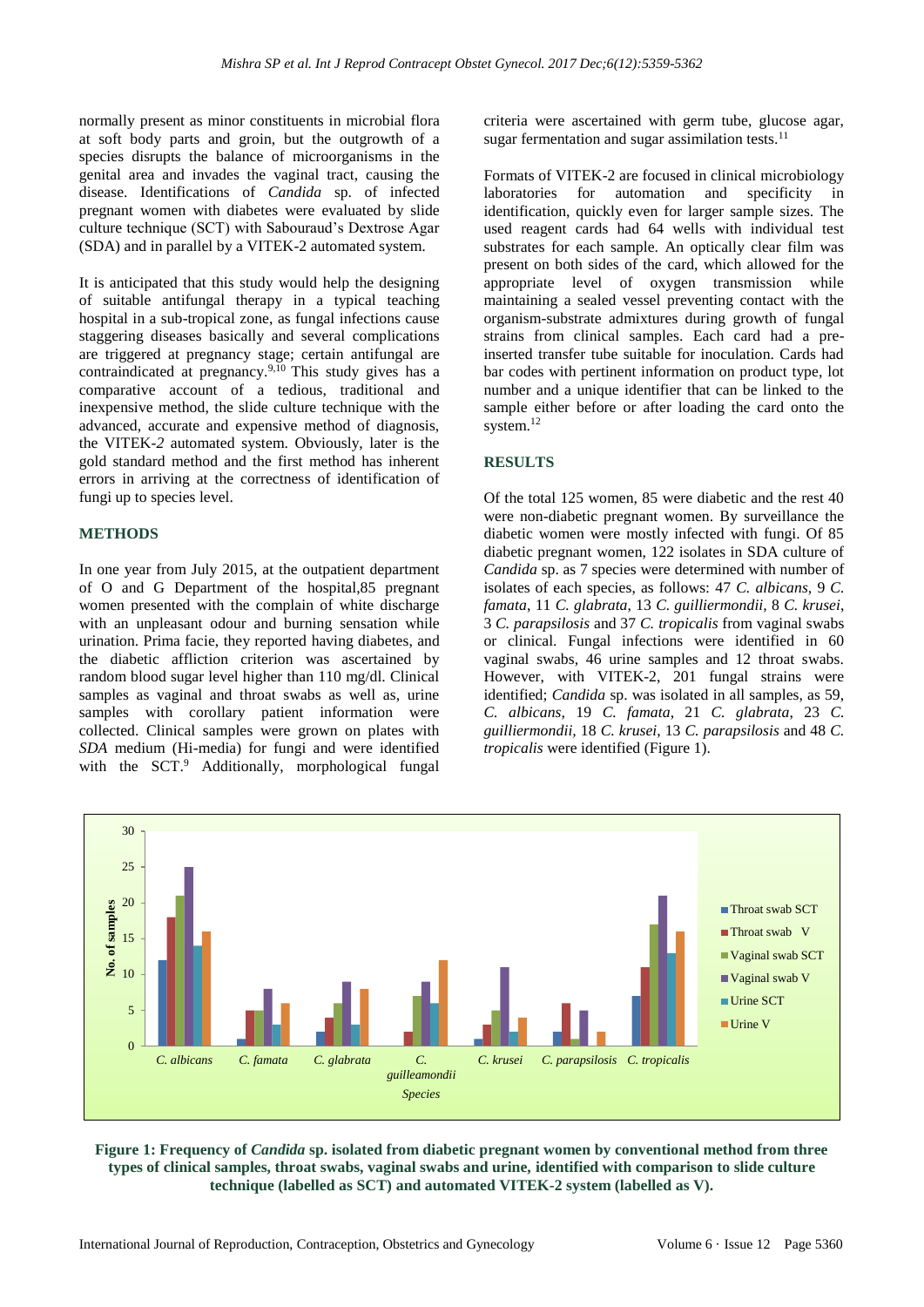normally present as minor constituents in microbial flora at soft body parts and groin, but the outgrowth of a species disrupts the balance of microorganisms in the genital area and invades the vaginal tract, causing the disease. Identifications of *Candida* sp. of infected pregnant women with diabetes were evaluated by slide culture technique (SCT) with Sabouraud's Dextrose Agar (SDA) and in parallel by a VITEK-2 automated system.

It is anticipated that this study would help the designing of suitable antifungal therapy in a typical teaching hospital in a sub-tropical zone, as fungal infections cause staggering diseases basically and several complications are triggered at pregnancy stage; certain antifungal are contraindicated at pregnancy.[9,10] This study gives has a comparative account of a tedious, traditional and inexpensive method, the slide culture technique with the advanced, accurate and expensive method of diagnosis, the VITEK-*2* automated system. Obviously, later is the gold standard method and the first method has inherent errors in arriving at the correctness of identification of fungi up to species level.

## METHODS

In one year from July 2015, at the outpatient department of O and G Department of the hospital,85 pregnant women presented with the complain of white discharge with an unpleasant odour and burning sensation while urination. Prima facie, they reported having diabetes, and the diabetic affliction criterion was ascertained by random blood sugar level higher than 110 mg/dl. Clinical samples as vaginal and throat swabs as well as, urine samples with corollary patient information were collected. Clinical samples were grown on plates with *SDA* medium (Hi-media) for fungi and were identified with the SCT.[9] Additionally, morphological fungal criteria were ascertained with germ tube, glucose agar, sugar fermentation and sugar assimilation tests.[11]

Formats of VITEK-2 are focused in clinical microbiology laboratories for automation and specificity in identification, quickly even for larger sample sizes. The used reagent cards had 64 wells with individual test substrates for each sample. An optically clear film was present on both sides of the card, which allowed for the appropriate level of oxygen transmission while maintaining a sealed vessel preventing contact with the organism-substrate admixtures during growth of fungal strains from clinical samples. Each card had a pre-inserted transfer tube suitable for inoculation. Cards had bar codes with pertinent information on product type, lot number and a unique identifier that can be linked to the sample either before or after loading the card onto the system.[12]

## RESULTS

Of the total 125 women, 85 were diabetic and the rest 40 were non-diabetic pregnant women. By surveillance the diabetic women were mostly infected with fungi. Of 85 diabetic pregnant women, 122 isolates in SDA culture of *Candida* sp. as 7 species were determined with number of isolates of each species, as follows: 47 *C. albicans*, 9 *C. famata*, 11 *C. glabrata*, 13 *C. guilliermondii*, 8 *C. krusei*, 3 *C. parapsilosis* and 37 *C. tropicalis* from vaginal swabs or clinical. Fungal infections were identified in 60 vaginal swabs, 46 urine samples and 12 throat swabs. However, with VITEK-2, 201 fungal strains were identified; *Candida* sp. was isolated in all samples, as 59, *C. albicans*, 19 *C. famata*, 21 *C. glabrata*, 23 *C. guilliermondii*, 18 *C. krusei*, 13 *C. parapsilosis* and 48 *C. tropicalis* were identified (Figure 1).

**Figure 1: Frequency of *Candida* sp. isolated from diabetic pregnant women by conventional method from three types of clinical samples, throat swabs, vaginal swabs and urine, identified with comparison to slide culture technique (labelled as SCT) and automated VITEK-2 system (labelled as V).**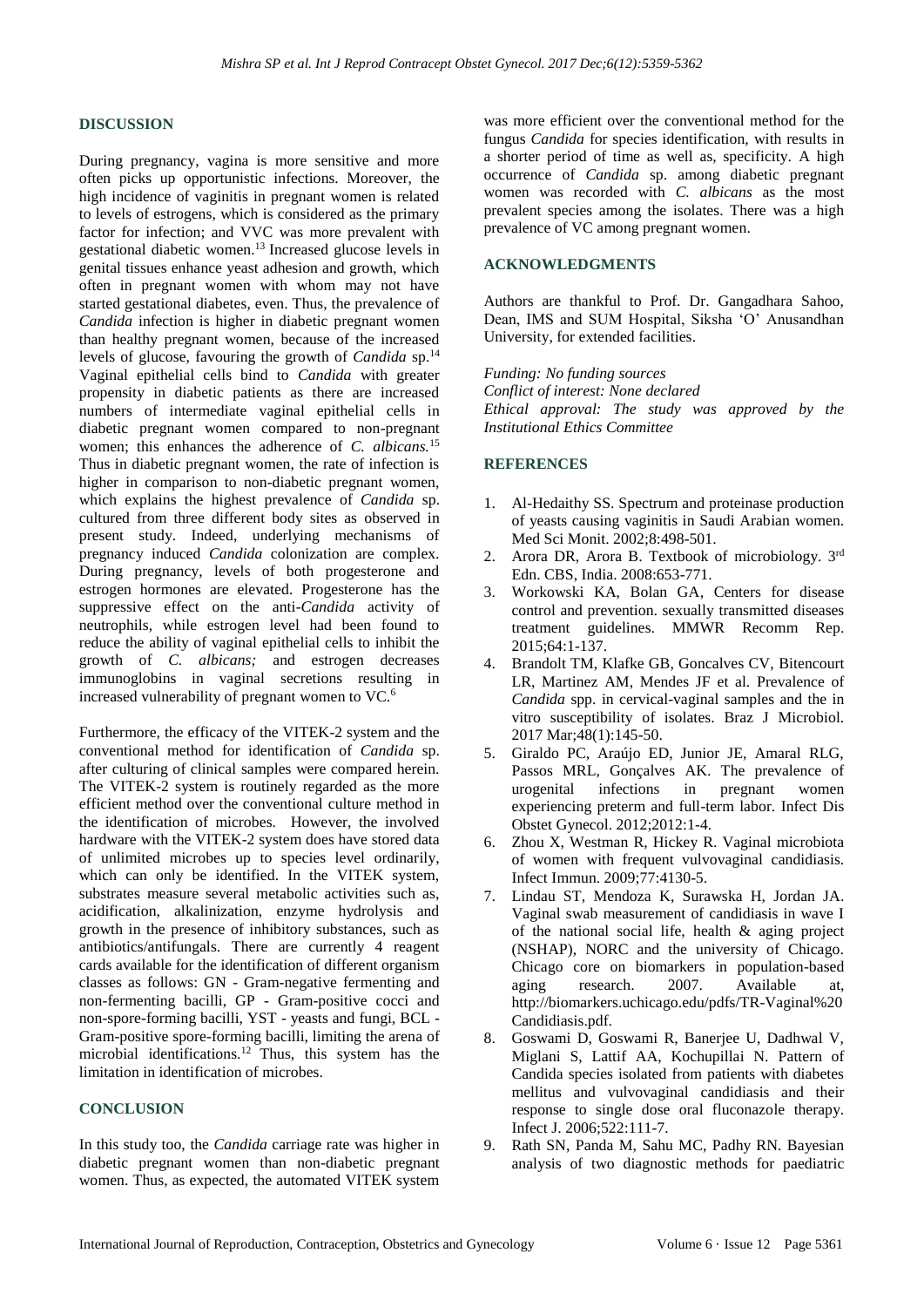## DISCUSSION

During pregnancy, vagina is more sensitive and more often picks up opportunistic infections. Moreover, the high incidence of vaginitis in pregnant women is related to levels of estrogens, which is considered as the primary factor for infection; and VVC was more prevalent with gestational diabetic women.[13] Increased glucose levels in genital tissues enhance yeast adhesion and growth, which often in pregnant women with whom may not have started gestational diabetes, even. Thus, the prevalence of *Candida* infection is higher in diabetic pregnant women than healthy pregnant women, because of the increased levels of glucose, favouring the growth of *Candida* sp.[14] Vaginal epithelial cells bind to *Candida* with greater propensity in diabetic patients as there are increased numbers of intermediate vaginal epithelial cells in diabetic pregnant women compared to non-pregnant women; this enhances the adherence of *C. albicans.*[15] Thus in diabetic pregnant women, the rate of infection is higher in comparison to non-diabetic pregnant women, which explains the highest prevalence of *Candida* sp. cultured from three different body sites as observed in present study. Indeed, underlying mechanisms of pregnancy induced *Candida* colonization are complex. During pregnancy, levels of both progesterone and estrogen hormones are elevated. Progesterone has the suppressive effect on the anti-*Candida* activity of neutrophils, while estrogen level had been found to reduce the ability of vaginal epithelial cells to inhibit the growth of *C. albicans;* and estrogen decreases immunoglobins in vaginal secretions resulting in increased vulnerability of pregnant women to VC.[6]

Furthermore, the efficacy of the VITEK-2 system and the conventional method for identification of *Candida* sp. after culturing of clinical samples were compared herein. The VITEK-2 system is routinely regarded as the more efficient method over the conventional culture method in the identification of microbes. However, the involved hardware with the VITEK-2 system does have stored data of unlimited microbes up to species level ordinarily, which can only be identified. In the VITEK system, substrates measure several metabolic activities such as, acidification, alkalinization, enzyme hydrolysis and growth in the presence of inhibitory substances, such as antibiotics/antifungals. There are currently 4 reagent cards available for the identification of different organism classes as follows: GN - Gram-negative fermenting and non-fermenting bacilli, GP - Gram-positive cocci and non-spore-forming bacilli, YST - yeasts and fungi, BCL - Gram-positive spore-forming bacilli, limiting the arena of microbial identifications.[12] Thus, this system has the limitation in identification of microbes.

## CONCLUSION

In this study too, the *Candida* carriage rate was higher in diabetic pregnant women than non-diabetic pregnant women. Thus, as expected, the automated VITEK system was more efficient over the conventional method for the fungus *Candida* for species identification, with results in a shorter period of time as well as, specificity. A high occurrence of *Candida* sp. among diabetic pregnant women was recorded with *C. albicans* as the most prevalent species among the isolates. There was a high prevalence of VC among pregnant women.

## ACKNOWLEDGMENTS

Authors are thankful to Prof. Dr. Gangadhara Sahoo, Dean, IMS and SUM Hospital, Siksha 'O' Anusandhan University, for extended facilities.

*Funding: No funding sources*
*Conflict of interest: None declared*
*Ethical approval: The study was approved by the Institutional Ethics Committee*

## REFERENCES

1. Al-Hedaithy SS. Spectrum and proteinase production of yeasts causing vaginitis in Saudi Arabian women. Med Sci Monit. 2002;8:498-501.
2. Arora DR, Arora B. Textbook of microbiology. 3rd Edn. CBS, India. 2008:653-771.
3. Workowski KA, Bolan GA, Centers for disease control and prevention. sexually transmitted diseases treatment guidelines. MMWR Recomm Rep. 2015;64:1-137.
4. Brandolt TM, Klafke GB, Goncalves CV, Bitencourt LR, Martinez AM, Mendes JF et al. Prevalence of *Candida* spp. in cervical-vaginal samples and the in vitro susceptibility of isolates. Braz J Microbiol. 2017 Mar;48(1):145-50.
5. Giraldo PC, Araújo ED, Junior JE, Amaral RLG, Passos MRL, Gonçalves AK. The prevalence of urogenital infections in pregnant women experiencing preterm and full-term labor. Infect Dis Obstet Gynecol. 2012;2012:1-4.
6. Zhou X, Westman R, Hickey R. Vaginal microbiota of women with frequent vulvovaginal candidiasis. Infect Immun. 2009;77:4130-5.
7. Lindau ST, Mendoza K, Surawska H, Jordan JA. Vaginal swab measurement of candidiasis in wave I of the national social life, health & aging project (NSHAP), NORC and the university of Chicago. Chicago core on biomarkers in population-based aging research. 2007. Available at, http://biomarkers.uchicago.edu/pdfs/TR-Vaginal%20Candidiasis.pdf.
8. Goswami D, Goswami R, Banerjee U, Dadhwal V, Miglani S, Lattif AA, Kochupillai N. Pattern of Candida species isolated from patients with diabetes mellitus and vulvovaginal candidiasis and their response to single dose oral fluconazole therapy. Infect J. 2006;522:111-7.
9. Rath SN, Panda M, Sahu MC, Padhy RN. Bayesian analysis of two diagnostic methods for paediatric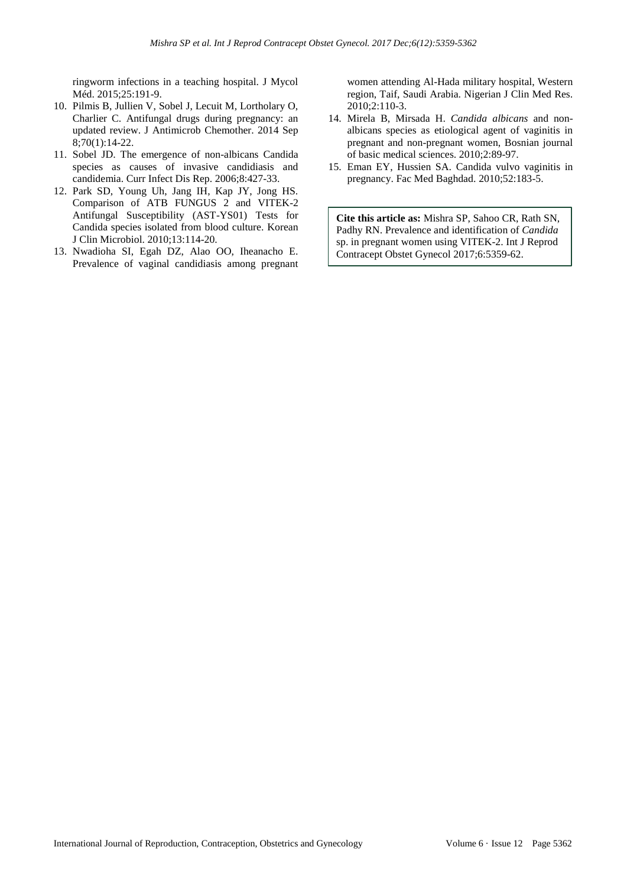ringworm infections in a teaching hospital. J Mycol Méd. 2015;25:191-9.

10. Pilmis B, Jullien V, Sobel J, Lecuit M, Lortholary O, Charlier C. Antifungal drugs during pregnancy: an updated review. J Antimicrob Chemother. 2014 Sep 8;70(1):14-22.
11. Sobel JD. The emergence of non-albicans Candida species as causes of invasive candidiasis and candidemia. Curr Infect Dis Rep. 2006;8:427-33.
12. Park SD, Young Uh, Jang IH, Kap JY, Jong HS. Comparison of ATB FUNGUS 2 and VITEK-2 Antifungal Susceptibility (AST-YS01) Tests for Candida species isolated from blood culture. Korean J Clin Microbiol. 2010;13:114-20.
13. Nwadioha SI, Egah DZ, Alao OO, Iheanacho E. Prevalence of vaginal candidiasis among pregnant women attending Al-Hada military hospital, Western region, Taif, Saudi Arabia. Nigerian J Clin Med Res. 2010;2:110-3.
14. Mirela B, Mirsada H. *Candida albicans* and non-albicans species as etiological agent of vaginitis in pregnant and non-pregnant women, Bosnian journal of basic medical sciences. 2010;2:89-97.
15. Eman EY, Hussien SA. Candida vulvo vaginitis in pregnancy. Fac Med Baghdad. 2010;52:183-5.

**Cite this article as:** Mishra SP, Sahoo CR, Rath SN, Padhy RN. Prevalence and identification of *Candida* sp. in pregnant women using VITEK-2. Int J Reprod Contracept Obstet Gynecol 2017;6:5359-62.